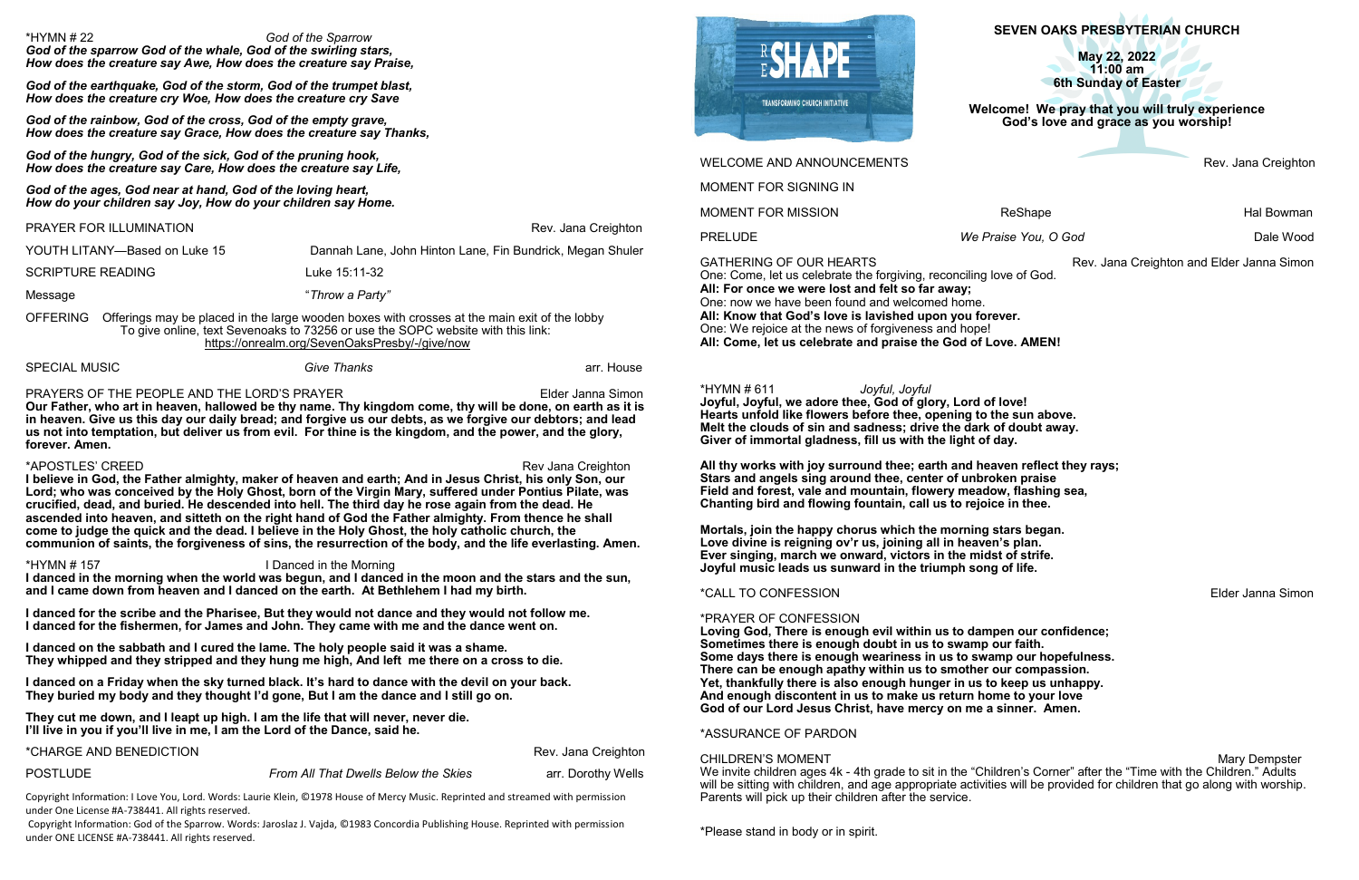# SEVEN OAKS PRESBYTERIAN CHURCH

**May 22, 2022**
**11:00 am**
**6th Sunday of Easter**

**Welcome! We pray that you will truly experience God's love and grace as you worship!**

WELCOME AND ANNOUNCEMENTS — Rev. Jana Creighton

MOMENT FOR SIGNING IN

MOMENT FOR MISSION — ReShape — Hal Bowman

PRELUDE — *We Praise You, O God* — Dale Wood

GATHERING OF OUR HEARTS — Rev. Jana Creighton and Elder Janna Simon

One: Come, let us celebrate the forgiving, reconciling love of God.
**All: For once we were lost and felt so far away;**
One: now we have been found and welcomed home.
**All: Know that God's love is lavished upon you forever.**
One: We rejoice at the news of forgiveness and hope!
**All: Come, let us celebrate and praise the God of Love. AMEN!**

*HYMN # 611 — *Joyful, Joyful*

**Joyful, Joyful, we adore thee, God of glory, Lord of love!**
**Hearts unfold like flowers before thee, opening to the sun above.**
**Melt the clouds of sin and sadness; drive the dark of doubt away.**
**Giver of immortal gladness, fill us with the light of day.**

**All thy works with joy surround thee; earth and heaven reflect they rays;**
**Stars and angels sing around thee, center of unbroken praise**
**Field and forest, vale and mountain, flowery meadow, flashing sea,**
**Chanting bird and flowing fountain, call us to rejoice in thee.**

**Mortals, join the happy chorus which the morning stars began.**
**Love divine is reigning ov'r us, joining all in heaven's plan.**
**Ever singing, march we onward, victors in the midst of strife.**
**Joyful music leads us sunward in the triumph song of life.**

*CALL TO CONFESSION — Elder Janna Simon

*PRAYER OF CONFESSION
**Loving God, There is enough evil within us to dampen our confidence;**
**Sometimes there is enough doubt in us to swamp our faith.**
**Some days there is enough weariness in us to swamp our hopefulness.**
**There can be enough apathy within us to smother our compassion.**
**Yet, thankfully there is also enough hunger in us to keep us unhappy.**
**And enough discontent in us to make us return home to your love**
**God of our Lord Jesus Christ, have mercy on me a sinner. Amen.**

*ASSURANCE OF PARDON

CHILDREN'S MOMENT — Mary Dempster

We invite children ages 4k - 4th grade to sit in the "Children's Corner" after the "Time with the Children." Adults will be sitting with children, and age appropriate activities will be provided for children that go along with worship. Parents will pick up their children after the service.

*Please stand in body or in spirit.

*HYMN # 22 — *God of the Sparrow*

***God of the sparrow God of the whale, God of the swirling stars,***
***How does the creature say Awe, How does the creature say Praise,***

***God of the earthquake, God of the storm, God of the trumpet blast,***
***How does the creature cry Woe, How does the creature cry Save***

***God of the rainbow, God of the cross, God of the empty grave,***
***How does the creature say Grace, How does the creature say Thanks,***

***God of the hungry, God of the sick, God of the pruning hook,***
***How does the creature say Care, How does the creature say Life,***

***God of the ages, God near at hand, God of the loving heart,***
***How do your children say Joy, How do your children say Home.***

PRAYER FOR ILLUMINATION — Rev. Jana Creighton

YOUTH LITANY—Based on Luke 15 — Dannah Lane, John Hinton Lane, Fin Bundrick, Megan Shuler

SCRIPTURE READING — Luke 15:11-32

Message — "*Throw a Party"*

OFFERING Offerings may be placed in the large wooden boxes with crosses at the main exit of the lobby
To give online, text Sevenoaks to 73256 or use the SOPC website with this link:
https://onrealm.org/SevenOaksPresby/-/give/now

SPECIAL MUSIC — *Give Thanks* — arr. House

PRAYERS OF THE PEOPLE AND THE LORD'S PRAYER — Elder Janna Simon

**Our Father, who art in heaven, hallowed be thy name. Thy kingdom come, thy will be done, on earth as it is in heaven. Give us this day our daily bread; and forgive us our debts, as we forgive our debtors; and lead us not into temptation, but deliver us from evil. For thine is the kingdom, and the power, and the glory, forever. Amen.**

*APOSTLES' CREED — Rev Jana Creighton

**I believe in God, the Father almighty, maker of heaven and earth; And in Jesus Christ, his only Son, our Lord; who was conceived by the Holy Ghost, born of the Virgin Mary, suffered under Pontius Pilate, was crucified, dead, and buried. He descended into hell. The third day he rose again from the dead. He ascended into heaven, and sitteth on the right hand of God the Father almighty. From thence he shall come to judge the quick and the dead. I believe in the Holy Ghost, the holy catholic church, the communion of saints, the forgiveness of sins, the resurrection of the body, and the life everlasting. Amen.**

*HYMN # 157 — I Danced in the Morning

**I danced in the morning when the world was begun, and I danced in the moon and the stars and the sun, and I came down from heaven and I danced on the earth. At Bethlehem I had my birth.**

**I danced for the scribe and the Pharisee, But they would not dance and they would not follow me. I danced for the fishermen, for James and John. They came with me and the dance went on.**

**I danced on the sabbath and I cured the lame. The holy people said it was a shame. They whipped and they stripped and they hung me high, And left me there on a cross to die.**

**I danced on a Friday when the sky turned black. It's hard to dance with the devil on your back. They buried my body and they thought I'd gone, But I am the dance and I still go on.**

**They cut me down, and I leapt up high. I am the life that will never, never die. I'll live in you if you'll live in me, I am the Lord of the Dance, said he.**

*CHARGE AND BENEDICTION — Rev. Jana Creighton

POSTLUDE — *From All That Dwells Below the Skies* — arr. Dorothy Wells

Copyright Information: I Love You, Lord. Words: Laurie Klein, ©1978 House of Mercy Music. Reprinted and streamed with permission under One License #A-738441. All rights reserved.

Copyright Information: God of the Sparrow. Words: Jaroslaz J. Vajda, ©1983 Concordia Publishing House. Reprinted with permission under ONE LICENSE #A-738441. All rights reserved.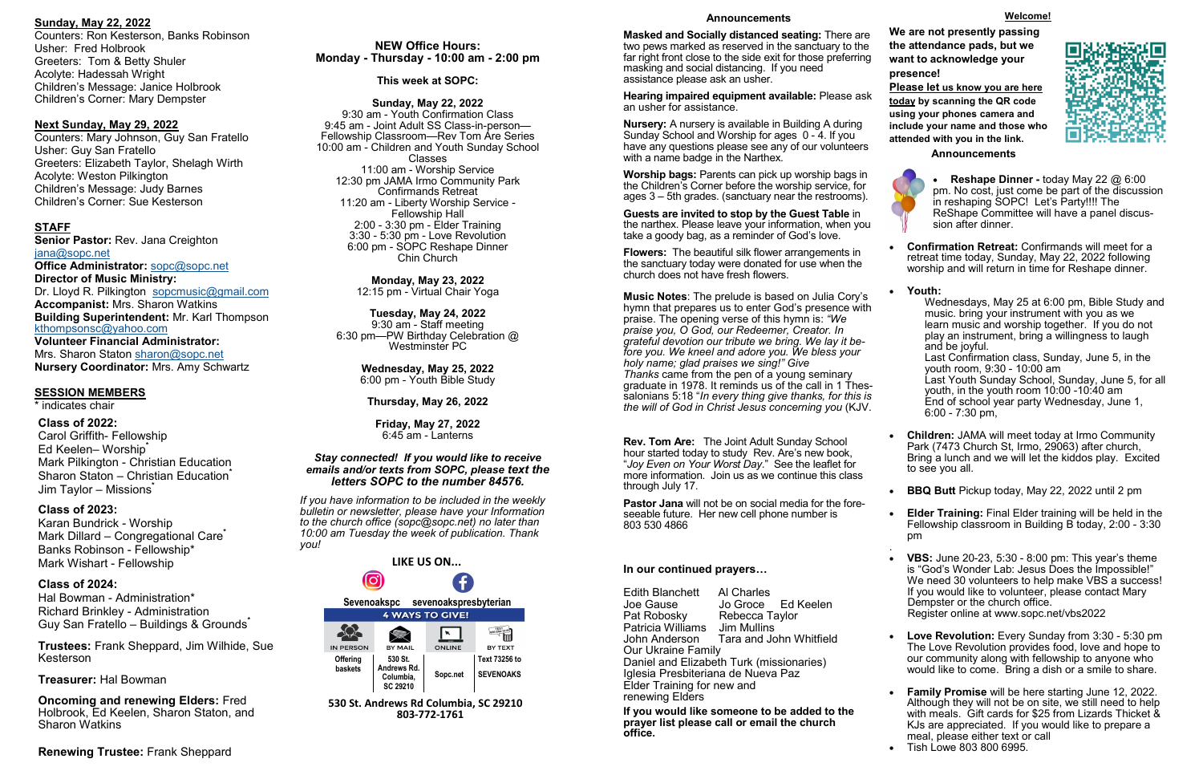**Sunday, May 22, 2022**

Counters: Ron Kesterson, Banks Robinson
Usher: Fred Holbrook
Greeters: Tom & Betty Shuler
Acolyte: Hadessah Wright
Children's Message: Janice Holbrook
Children's Corner: Mary Dempster

**Next Sunday, May 29, 2022**

Counters: Mary Johnson, Guy San Fratello
Usher: Guy San Fratello
Greeters: Elizabeth Taylor, Shelagh Wirth
Acolyte: Weston Pilkington
Children's Message: Judy Barnes
Children's Corner: Sue Kesterson

**STAFF**

**Senior Pastor:** Rev. Jana Creighton jana@sopc.net
**Office Administrator:** sopc@sopc.net
**Director of Music Ministry:** Dr. Lloyd R. Pilkington sopcmusic@gmail.com
**Accompanist:** Mrs. Sharon Watkins
**Building Superintendent:** Mr. Karl Thompson kthompsonsc@yahoo.com
**Volunteer Financial Administrator:** Mrs. Sharon Staton sharon@sopc.net
**Nursery Coordinator:** Mrs. Amy Schwartz

**SESSION MEMBERS**

* indicates chair

**Class of 2022:**
Carol Griffith- Fellowship
Ed Keelen– Worship*
Mark Pilkington - Christian Education
Sharon Staton – Christian Education*
Jim Taylor – Missions*

**Class of 2023:**
Karan Bundrick - Worship
Mark Dillard – Congregational Care*
Banks Robinson - Fellowship*
Mark Wishart - Fellowship

**Class of 2024:**
Hal Bowman - Administration*
Richard Brinkley - Administration
Guy San Fratello – Buildings & Grounds*

**Trustees:** Frank Sheppard, Jim Wilhide, Sue Kesterson

**Treasurer:** Hal Bowman

**Oncoming and renewing Elders:** Fred Holbrook, Ed Keelen, Sharon Staton, and Sharon Watkins

**Renewing Trustee:** Frank Sheppard

**NEW Office Hours:**
**Monday - Thursday - 10:00 am - 2:00 pm**

**This week at SOPC:**

**Sunday, May 22, 2022**
9:30 am - Youth Confirmation Class
9:45 am - Joint Adult SS Class-in-person—Fellowship Classroom—Rev Tom Are Series
10:00 am - Children and Youth Sunday School Classes
11:00 am - Worship Service
12:30 pm JAMA Irmo Community Park Confirmands Retreat
11:20 am - Liberty Worship Service - Fellowship Hall
2:00 - 3:30 pm - Elder Training
3:30 - 5:30 pm - Love Revolution
6:00 pm - SOPC Reshape Dinner Chin Church

**Monday, May 23, 2022**
12:15 pm - Virtual Chair Yoga

**Tuesday, May 24, 2022**
9:30 am - Staff meeting
6:30 pm—PW Birthday Celebration @ Westminster PC

**Wednesday, May 25, 2022**
6:00 pm - Youth Bible Study

**Thursday, May 26, 2022**

**Friday, May 27, 2022**
6:45 am - Lanterns

***Stay connected! If you would like to receive emails and/or texts from SOPC, please text the letters SOPC to the number 84576.***

*If you have information to be included in the weekly bulletin or newsletter, please have your Information to the church office (sopc@sopc.net) no later than 10:00 am Tuesday the week of publication. Thank you!*

**LIKE US ON...**

Sevenoakspc sevenoakspresbyterian

**4 WAYS TO GIVE!**

| IN PERSON | BY MAIL | ONLINE | BY TEXT |
|---|---|---|---|
| Offering baskets | 530 St. Andrews Rd. Columbia, SC 29210 | Sopc.net | Text 73256 to SEVENOAKS |

**530 St. Andrews Rd Columbia, SC 29210**
**803-772-1761**

## Announcements

**Masked and Socially distanced seating:** There are two pews marked as reserved in the sanctuary to the far right front close to the side exit for those preferring masking and social distancing. If you need assistance please ask an usher.

**Hearing impaired equipment available:** Please ask an usher for assistance.

**Nursery:** A nursery is available in Building A during Sunday School and Worship for ages 0 - 4. If you have any questions please see any of our volunteers with a name badge in the Narthex.

**Worship bags:** Parents can pick up worship bags in the Children's Corner before the worship service, for ages 3 – 5th grades. (sanctuary near the restrooms).

**Guests are invited to stop by the Guest Table** in the narthex. Please leave your information, when you take a goody bag, as a reminder of God's love.

**Flowers:** The beautiful silk flower arrangements in the sanctuary today were donated for use when the church does not have fresh flowers.

**Music Notes**: The prelude is based on Julia Cory's hymn that prepares us to enter God's presence with praise. The opening verse of this hymn is: *"We praise you, O God, our Redeemer, Creator. In grateful devotion our tribute we bring. We lay it before you. We kneel and adore you. We bless your holy name; glad praises we sing!" Give Thanks* came from the pen of a young seminary graduate in 1978. It reminds us of the call in 1 Thessalonians 5:18 "*In every thing give thanks, for this is the will of God in Christ Jesus concerning you* (KJV.

**Rev. Tom Are:** The Joint Adult Sunday School hour started today to study Rev. Are's new book, "*Joy Even on Your Worst Day.*" See the leaflet for more information. Join us as we continue this class through July 17.

**Pastor Jana** will not be on social media for the foreseeable future. Her new cell phone number is 803 530 4866

**In our continued prayers…**

Edith Blanchett, Al Charles
Joe Gause, Jo Groce, Ed Keelen
Pat Robosky, Rebecca Taylor
Patricia Williams, Jim Mullins
John Anderson, Tara and John Whitfield
Our Ukraine Family
Daniel and Elizabeth Turk (missionaries)
Iglesia Presbiteriana de Nueva Paz
Elder Training for new and renewing Elders

**If you would like someone to be added to the prayer list please call or email the church office.**

**Welcome!**

**We are not presently passing the attendance pads, but we want to acknowledge your presence!**

**Please let us know you are here today by scanning the QR code using your phones camera and include your name and those who attended with you in the link.**

## Announcements

- **Reshape Dinner -** today May 22 @ 6:00 pm. No cost, just come be part of the discussion in reshaping SOPC! Let's Party!!!! The ReShape Committee will have a panel discussion after dinner.
- **Confirmation Retreat:** Confirmands will meet for a retreat time today, Sunday, May 22, 2022 following worship and will return in time for Reshape dinner.
- **Youth:**
  Wednesdays, May 25 at 6:00 pm, Bible Study and music. bring your instrument with you as we learn music and worship together. If you do not play an instrument, bring a willingness to laugh and be joyful.
  Last Confirmation class, Sunday, June 5, in the youth room, 9:30 - 10:00 am
  Last Youth Sunday School, Sunday, June 5, for all youth, in the youth room 10:00 -10:40 am
  End of school year party Wednesday, June 1, 6:00 - 7:30 pm,
- **Children:** JAMA will meet today at Irmo Community Park (7473 Church St, Irmo, 29063) after church, Bring a lunch and we will let the kiddos play. Excited to see you all.
- **BBQ Butt** Pickup today, May 22, 2022 until 2 pm
- **Elder Training:** Final Elder training will be held in the Fellowship classroom in Building B today, 2:00 - 3:30 pm
- **VBS:** June 20-23, 5:30 - 8:00 pm: This year's theme is "God's Wonder Lab: Jesus Does the Impossible!" We need 30 volunteers to help make VBS a success! If you would like to volunteer, please contact Mary Dempster or the church office.
  Register online at www.sopc.net/vbs2022
- **Love Revolution:** Every Sunday from 3:30 - 5:30 pm The Love Revolution provides food, love and hope to our community along with fellowship to anyone who would like to come. Bring a dish or a smile to share.
- **Family Promise** will be here starting June 12, 2022. Although they will not be on site, we still need to help with meals. Gift cards for $25 from Lizards Thicket & KJs are appreciated. If you would like to prepare a meal, please either text or call
- Tish Lowe 803 800 6995.